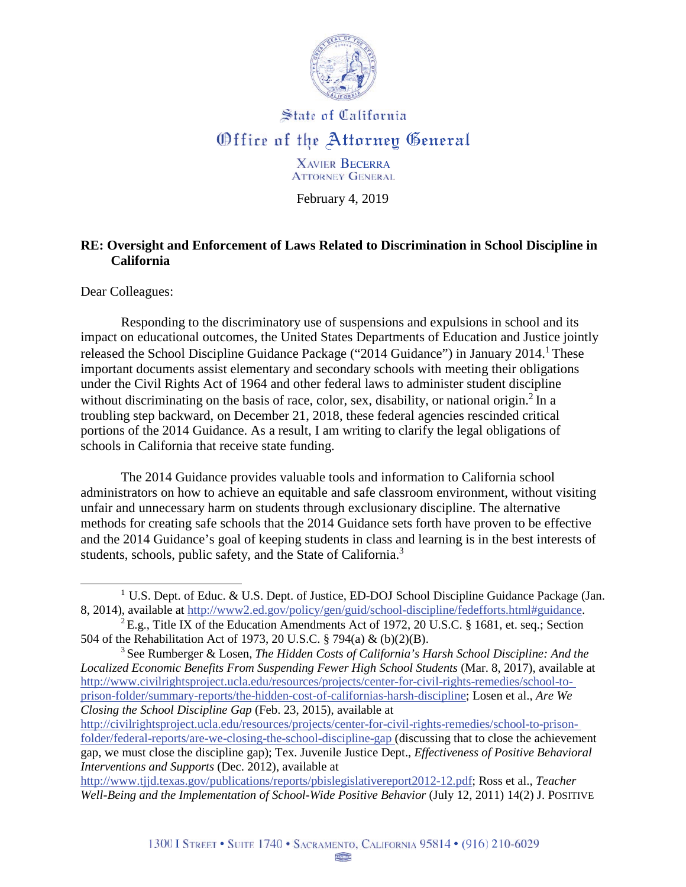State of California

Office of the Attorney General

XAVIER BECERRA
ATTORNEY GENERAL

February 4, 2019

**RE: Oversight and Enforcement of Laws Related to Discrimination in School Discipline in California**

Dear Colleagues:

Responding to the discriminatory use of suspensions and expulsions in school and its impact on educational outcomes, the United States Departments of Education and Justice jointly released the School Discipline Guidance Package ("2014 Guidance") in January 2014.[1] These important documents assist elementary and secondary schools with meeting their obligations under the Civil Rights Act of 1964 and other federal laws to administer student discipline without discriminating on the basis of race, color, sex, disability, or national origin.[2] In a troubling step backward, on December 21, 2018, these federal agencies rescinded critical portions of the 2014 Guidance. As a result, I am writing to clarify the legal obligations of schools in California that receive state funding.

The 2014 Guidance provides valuable tools and information to California school administrators on how to achieve an equitable and safe classroom environment, without visiting unfair and unnecessary harm on students through exclusionary discipline. The alternative methods for creating safe schools that the 2014 Guidance sets forth have proven to be effective and the 2014 Guidance's goal of keeping students in class and learning is in the best interests of students, schools, public safety, and the State of California.[3]

---

[1] U.S. Dept. of Educ. & U.S. Dept. of Justice, ED-DOJ School Discipline Guidance Package (Jan. 8, 2014), available at http://www2.ed.gov/policy/gen/guid/school-discipline/fedefforts.html#guidance.

[2] E.g., Title IX of the Education Amendments Act of 1972, 20 U.S.C. § 1681, et. seq.; Section 504 of the Rehabilitation Act of 1973, 20 U.S.C. § 794(a) & (b)(2)(B).

[3] See Rumberger & Losen, *The Hidden Costs of California's Harsh School Discipline: And the Localized Economic Benefits From Suspending Fewer High School Students* (Mar. 8, 2017), available at http://www.civilrightsproject.ucla.edu/resources/projects/center-for-civil-rights-remedies/school-to-prison-folder/summary-reports/the-hidden-cost-of-californias-harsh-discipline; Losen et al., *Are We Closing the School Discipline Gap* (Feb. 23, 2015), available at http://civilrightsproject.ucla.edu/resources/projects/center-for-civil-rights-remedies/school-to-prison-folder/federal-reports/are-we-closing-the-school-discipline-gap (discussing that to close the achievement gap, we must close the discipline gap); Tex. Juvenile Justice Dept., *Effectiveness of Positive Behavioral Interventions and Supports* (Dec. 2012), available at http://www.tjjd.texas.gov/publications/reports/pbislegislativereport2012-12.pdf; Ross et al., *Teacher Well-Being and the Implementation of School-Wide Positive Behavior* (July 12, 2011) 14(2) J. POSITIVE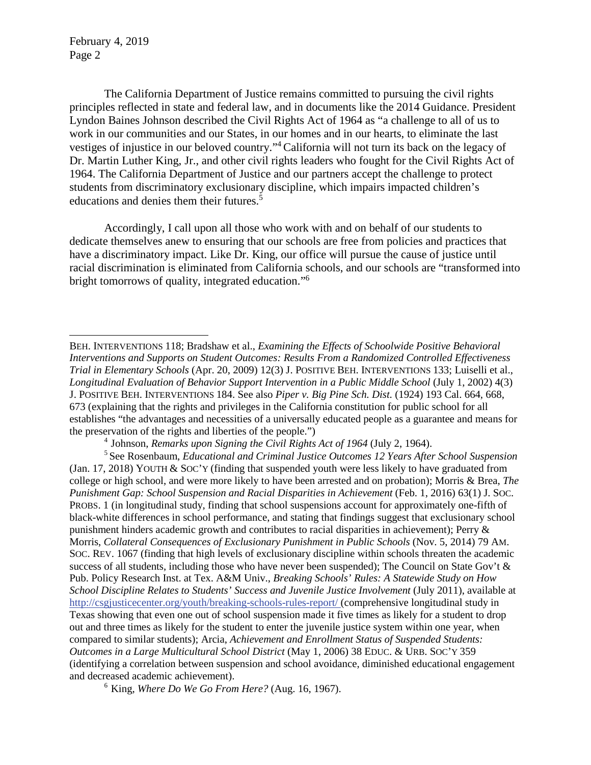The California Department of Justice remains committed to pursuing the civil rights principles reflected in state and federal law, and in documents like the 2014 Guidance. President Lyndon Baines Johnson described the Civil Rights Act of 1964 as "a challenge to all of us to work in our communities and our States, in our homes and in our hearts, to eliminate the last vestiges of injustice in our beloved country."[4] California will not turn its back on the legacy of Dr. Martin Luther King, Jr., and other civil rights leaders who fought for the Civil Rights Act of 1964. The California Department of Justice and our partners accept the challenge to protect students from discriminatory exclusionary discipline, which impairs impacted children's educations and denies them their futures.[5]

Accordingly, I call upon all those who work with and on behalf of our students to dedicate themselves anew to ensuring that our schools are free from policies and practices that have a discriminatory impact. Like Dr. King, our office will pursue the cause of justice until racial discrimination is eliminated from California schools, and our schools are "transformed into bright tomorrows of quality, integrated education."[6]

---

BEH. INTERVENTIONS 118; Bradshaw et al., *Examining the Effects of Schoolwide Positive Behavioral Interventions and Supports on Student Outcomes: Results From a Randomized Controlled Effectiveness Trial in Elementary Schools* (Apr. 20, 2009) 12(3) J. POSITIVE BEH. INTERVENTIONS 133; Luiselli et al., *Longitudinal Evaluation of Behavior Support Intervention in a Public Middle School* (July 1, 2002) 4(3) J. POSITIVE BEH. INTERVENTIONS 184. See also *Piper v. Big Pine Sch. Dist.* (1924) 193 Cal. 664, 668, 673 (explaining that the rights and privileges in the California constitution for public school for all establishes "the advantages and necessities of a universally educated people as a guarantee and means for the preservation of the rights and liberties of the people.")

[4] Johnson, *Remarks upon Signing the Civil Rights Act of 1964* (July 2, 1964).

[5] See Rosenbaum, *Educational and Criminal Justice Outcomes 12 Years After School Suspension* (Jan. 17, 2018) YOUTH & SOC'Y (finding that suspended youth were less likely to have graduated from college or high school, and were more likely to have been arrested and on probation); Morris & Brea, *The Punishment Gap: School Suspension and Racial Disparities in Achievement* (Feb. 1, 2016) 63(1) J. SOC. PROBS. 1 (in longitudinal study, finding that school suspensions account for approximately one-fifth of black-white differences in school performance, and stating that findings suggest that exclusionary school punishment hinders academic growth and contributes to racial disparities in achievement); Perry & Morris, *Collateral Consequences of Exclusionary Punishment in Public Schools* (Nov. 5, 2014) 79 AM. SOC. REV. 1067 (finding that high levels of exclusionary discipline within schools threaten the academic success of all students, including those who have never been suspended); The Council on State Gov't & Pub. Policy Research Inst. at Tex. A&M Univ., *Breaking Schools' Rules: A Statewide Study on How School Discipline Relates to Students' Success and Juvenile Justice Involvement* (July 2011), available at http://csgjusticecenter.org/youth/breaking-schools-rules-report/ (comprehensive longitudinal study in Texas showing that even one out of school suspension made it five times as likely for a student to drop out and three times as likely for the student to enter the juvenile justice system within one year, when compared to similar students); Arcia, *Achievement and Enrollment Status of Suspended Students: Outcomes in a Large Multicultural School District* (May 1, 2006) 38 EDUC. & URB. SOC'Y 359 (identifying a correlation between suspension and school avoidance, diminished educational engagement and decreased academic achievement).

[6] King, *Where Do We Go From Here?* (Aug. 16, 1967).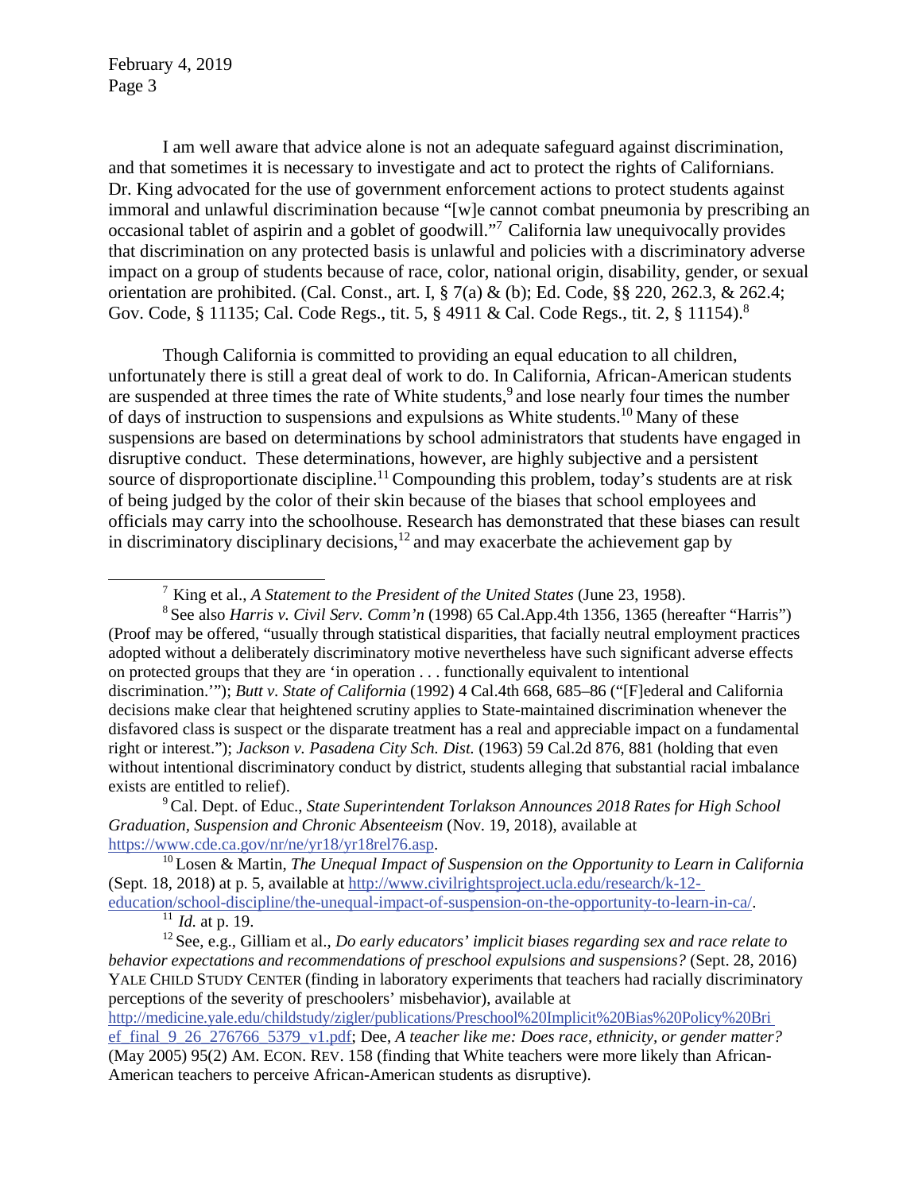I am well aware that advice alone is not an adequate safeguard against discrimination, and that sometimes it is necessary to investigate and act to protect the rights of Californians. Dr. King advocated for the use of government enforcement actions to protect students against immoral and unlawful discrimination because "[w]e cannot combat pneumonia by prescribing an occasional tablet of aspirin and a goblet of goodwill."[7] California law unequivocally provides that discrimination on any protected basis is unlawful and policies with a discriminatory adverse impact on a group of students because of race, color, national origin, disability, gender, or sexual orientation are prohibited. (Cal. Const., art. I, § 7(a) & (b); Ed. Code, §§ 220, 262.3, & 262.4; Gov. Code, § 11135; Cal. Code Regs., tit. 5, § 4911 & Cal. Code Regs., tit. 2, § 11154).[8]

Though California is committed to providing an equal education to all children, unfortunately there is still a great deal of work to do. In California, African-American students are suspended at three times the rate of White students,[9] and lose nearly four times the number of days of instruction to suspensions and expulsions as White students.[10] Many of these suspensions are based on determinations by school administrators that students have engaged in disruptive conduct. These determinations, however, are highly subjective and a persistent source of disproportionate discipline.[11] Compounding this problem, today's students are at risk of being judged by the color of their skin because of the biases that school employees and officials may carry into the schoolhouse. Research has demonstrated that these biases can result in discriminatory disciplinary decisions,[12] and may exacerbate the achievement gap by

---

[7] King et al., *A Statement to the President of the United States* (June 23, 1958).

[8] See also *Harris v. Civil Serv. Comm'n* (1998) 65 Cal.App.4th 1356, 1365 (hereafter "Harris") (Proof may be offered, "usually through statistical disparities, that facially neutral employment practices adopted without a deliberately discriminatory motive nevertheless have such significant adverse effects on protected groups that they are 'in operation . . . functionally equivalent to intentional discrimination.'"); *Butt v. State of California* (1992) 4 Cal.4th 668, 685–86 ("[F]ederal and California decisions make clear that heightened scrutiny applies to State-maintained discrimination whenever the disfavored class is suspect or the disparate treatment has a real and appreciable impact on a fundamental right or interest."); *Jackson v. Pasadena City Sch. Dist.* (1963) 59 Cal.2d 876, 881 (holding that even without intentional discriminatory conduct by district, students alleging that substantial racial imbalance exists are entitled to relief).

[9] Cal. Dept. of Educ., *State Superintendent Torlakson Announces 2018 Rates for High School Graduation, Suspension and Chronic Absenteeism* (Nov. 19, 2018), available at https://www.cde.ca.gov/nr/ne/yr18/yr18rel76.asp.

[10] Losen & Martin, *The Unequal Impact of Suspension on the Opportunity to Learn in California* (Sept. 18, 2018) at p. 5, available at http://www.civilrightsproject.ucla.edu/research/k-12-education/school-discipline/the-unequal-impact-of-suspension-on-the-opportunity-to-learn-in-ca/.

[11] *Id.* at p. 19.

[12] See, e.g., Gilliam et al., *Do early educators' implicit biases regarding sex and race relate to behavior expectations and recommendations of preschool expulsions and suspensions?* (Sept. 28, 2016) YALE CHILD STUDY CENTER (finding in laboratory experiments that teachers had racially discriminatory perceptions of the severity of preschoolers' misbehavior), available at http://medicine.yale.edu/childstudy/zigler/publications/Preschool%20Implicit%20Bias%20Policy%20Brief_final_9_26_276766_5379_v1.pdf; Dee, *A teacher like me: Does race, ethnicity, or gender matter?* (May 2005) 95(2) AM. ECON. REV. 158 (finding that White teachers were more likely than African-American teachers to perceive African-American students as disruptive).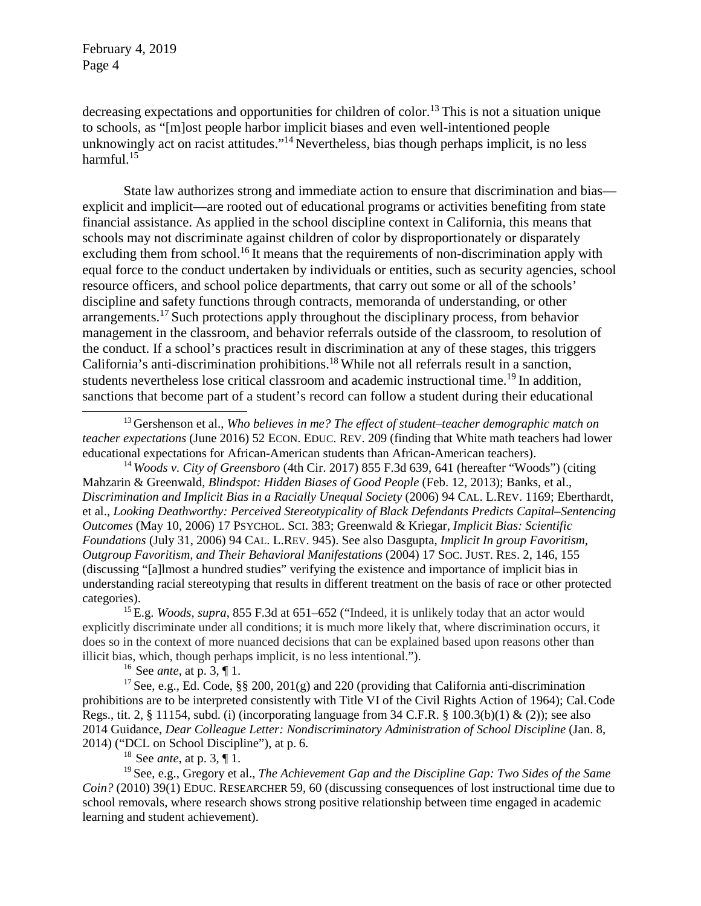decreasing expectations and opportunities for children of color.[13] This is not a situation unique to schools, as "[m]ost people harbor implicit biases and even well-intentioned people unknowingly act on racist attitudes."[14] Nevertheless, bias though perhaps implicit, is no less harmful.[15]

State law authorizes strong and immediate action to ensure that discrimination and bias—explicit and implicit—are rooted out of educational programs or activities benefiting from state financial assistance. As applied in the school discipline context in California, this means that schools may not discriminate against children of color by disproportionately or disparately excluding them from school.[16] It means that the requirements of non-discrimination apply with equal force to the conduct undertaken by individuals or entities, such as security agencies, school resource officers, and school police departments, that carry out some or all of the schools' discipline and safety functions through contracts, memoranda of understanding, or other arrangements.[17] Such protections apply throughout the disciplinary process, from behavior management in the classroom, and behavior referrals outside of the classroom, to resolution of the conduct. If a school's practices result in discrimination at any of these stages, this triggers California's anti-discrimination prohibitions.[18] While not all referrals result in a sanction, students nevertheless lose critical classroom and academic instructional time.[19] In addition, sanctions that become part of a student's record can follow a student during their educational

---

[13] Gershenson et al., *Who believes in me? The effect of student–teacher demographic match on teacher expectations* (June 2016) 52 ECON. EDUC. REV. 209 (finding that White math teachers had lower educational expectations for African-American students than African-American teachers).

[14] *Woods v. City of Greensboro* (4th Cir. 2017) 855 F.3d 639, 641 (hereafter "Woods") (citing Mahzarin & Greenwald, *Blindspot: Hidden Biases of Good People* (Feb. 12, 2013); Banks, et al., *Discrimination and Implicit Bias in a Racially Unequal Society* (2006) 94 CAL. L.REV. 1169; Eberthardt, et al., *Looking Deathworthy: Perceived Stereotypicality of Black Defendants Predicts Capital–Sentencing Outcomes* (May 10, 2006) 17 PSYCHOL. SCI. 383; Greenwald & Kriegar, *Implicit Bias: Scientific Foundations* (July 31, 2006) 94 CAL. L.REV. 945). See also Dasgupta, *Implicit In group Favoritism, Outgroup Favoritism, and Their Behavioral Manifestations* (2004) 17 SOC. JUST. RES. 2, 146, 155 (discussing "[a]lmost a hundred studies" verifying the existence and importance of implicit bias in understanding racial stereotyping that results in different treatment on the basis of race or other protected categories).

[15] E.g. *Woods*, *supra*, 855 F.3d at 651–652 ("Indeed, it is unlikely today that an actor would explicitly discriminate under all conditions; it is much more likely that, where discrimination occurs, it does so in the context of more nuanced decisions that can be explained based upon reasons other than illicit bias, which, though perhaps implicit, is no less intentional.").

[16] See *ante*, at p. 3, ¶ 1.

[17] See, e.g., Ed. Code, §§ 200, 201(g) and 220 (providing that California anti-discrimination prohibitions are to be interpreted consistently with Title VI of the Civil Rights Action of 1964); Cal. Code Regs., tit. 2, § 11154, subd. (i) (incorporating language from 34 C.F.R. § 100.3(b)(1) & (2)); see also 2014 Guidance, *Dear Colleague Letter: Nondiscriminatory Administration of School Discipline* (Jan. 8, 2014) ("DCL on School Discipline"), at p. 6.

[18] See *ante*, at p. 3, ¶ 1.

[19] See, e.g., Gregory et al., *The Achievement Gap and the Discipline Gap: Two Sides of the Same Coin?* (2010) 39(1) EDUC. RESEARCHER 59, 60 (discussing consequences of lost instructional time due to school removals, where research shows strong positive relationship between time engaged in academic learning and student achievement).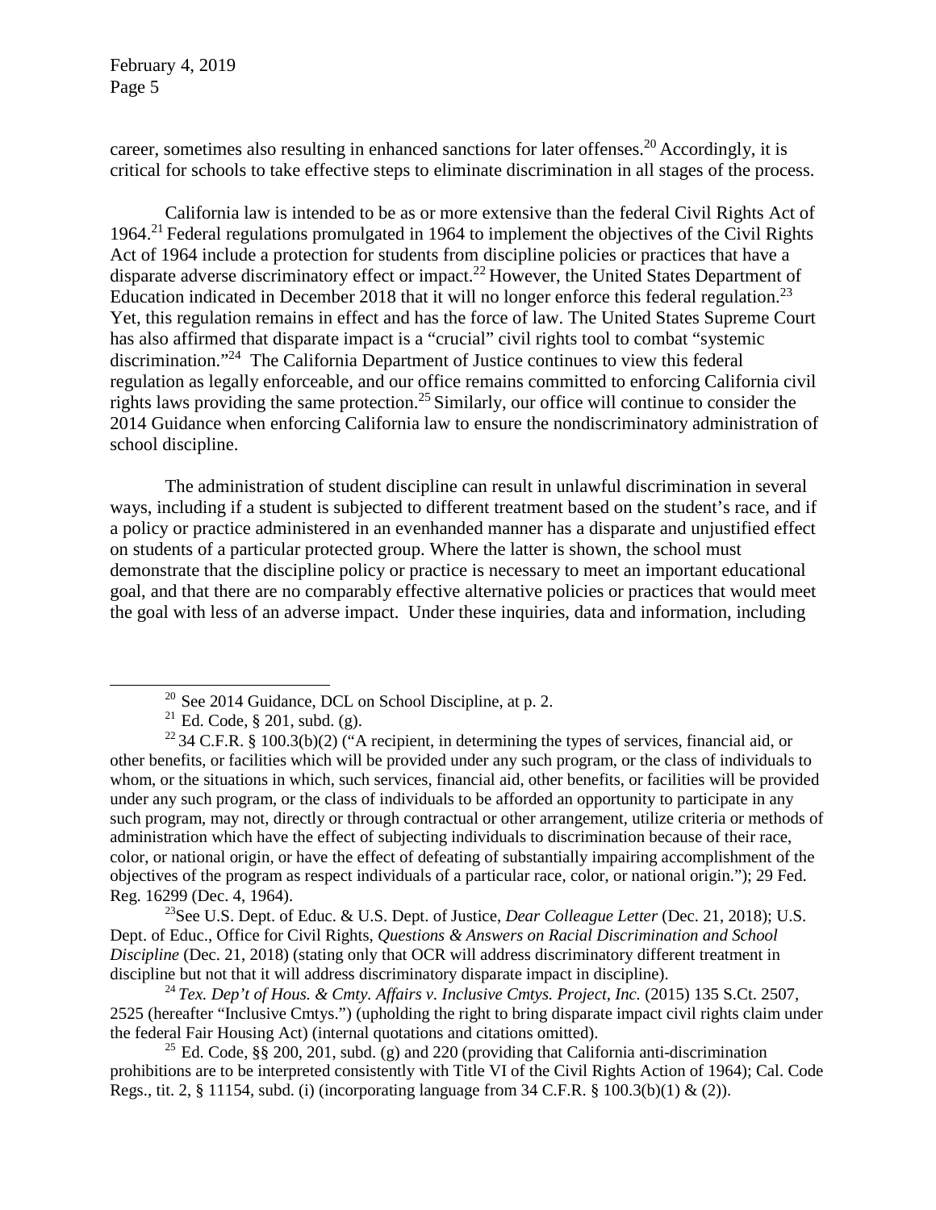career, sometimes also resulting in enhanced sanctions for later offenses.[20] Accordingly, it is critical for schools to take effective steps to eliminate discrimination in all stages of the process.

California law is intended to be as or more extensive than the federal Civil Rights Act of 1964.[21] Federal regulations promulgated in 1964 to implement the objectives of the Civil Rights Act of 1964 include a protection for students from discipline policies or practices that have a disparate adverse discriminatory effect or impact.[22] However, the United States Department of Education indicated in December 2018 that it will no longer enforce this federal regulation.[23] Yet, this regulation remains in effect and has the force of law. The United States Supreme Court has also affirmed that disparate impact is a "crucial" civil rights tool to combat "systemic discrimination."[24] The California Department of Justice continues to view this federal regulation as legally enforceable, and our office remains committed to enforcing California civil rights laws providing the same protection.[25] Similarly, our office will continue to consider the 2014 Guidance when enforcing California law to ensure the nondiscriminatory administration of school discipline.

The administration of student discipline can result in unlawful discrimination in several ways, including if a student is subjected to different treatment based on the student's race, and if a policy or practice administered in an evenhanded manner has a disparate and unjustified effect on students of a particular protected group. Where the latter is shown, the school must demonstrate that the discipline policy or practice is necessary to meet an important educational goal, and that there are no comparably effective alternative policies or practices that would meet the goal with less of an adverse impact. Under these inquiries, data and information, including

---

[20] See 2014 Guidance, DCL on School Discipline, at p. 2.

[21] Ed. Code, § 201, subd. (g).

[22] 34 C.F.R. § 100.3(b)(2) ("A recipient, in determining the types of services, financial aid, or other benefits, or facilities which will be provided under any such program, or the class of individuals to whom, or the situations in which, such services, financial aid, other benefits, or facilities will be provided under any such program, or the class of individuals to be afforded an opportunity to participate in any such program, may not, directly or through contractual or other arrangement, utilize criteria or methods of administration which have the effect of subjecting individuals to discrimination because of their race, color, or national origin, or have the effect of defeating of substantially impairing accomplishment of the objectives of the program as respect individuals of a particular race, color, or national origin."); 29 Fed. Reg. 16299 (Dec. 4, 1964).

[23] See U.S. Dept. of Educ. & U.S. Dept. of Justice, *Dear Colleague Letter* (Dec. 21, 2018); U.S. Dept. of Educ., Office for Civil Rights, *Questions & Answers on Racial Discrimination and School Discipline* (Dec. 21, 2018) (stating only that OCR will address discriminatory different treatment in discipline but not that it will address discriminatory disparate impact in discipline).

[24] *Tex. Dep't of Hous. & Cmty. Affairs v. Inclusive Cmtys. Project, Inc.* (2015) 135 S.Ct. 2507, 2525 (hereafter "Inclusive Cmtys.") (upholding the right to bring disparate impact civil rights claim under the federal Fair Housing Act) (internal quotations and citations omitted).

[25] Ed. Code, §§ 200, 201, subd. (g) and 220 (providing that California anti-discrimination prohibitions are to be interpreted consistently with Title VI of the Civil Rights Action of 1964); Cal. Code Regs., tit. 2, § 11154, subd. (i) (incorporating language from 34 C.F.R. § 100.3(b)(1) & (2)).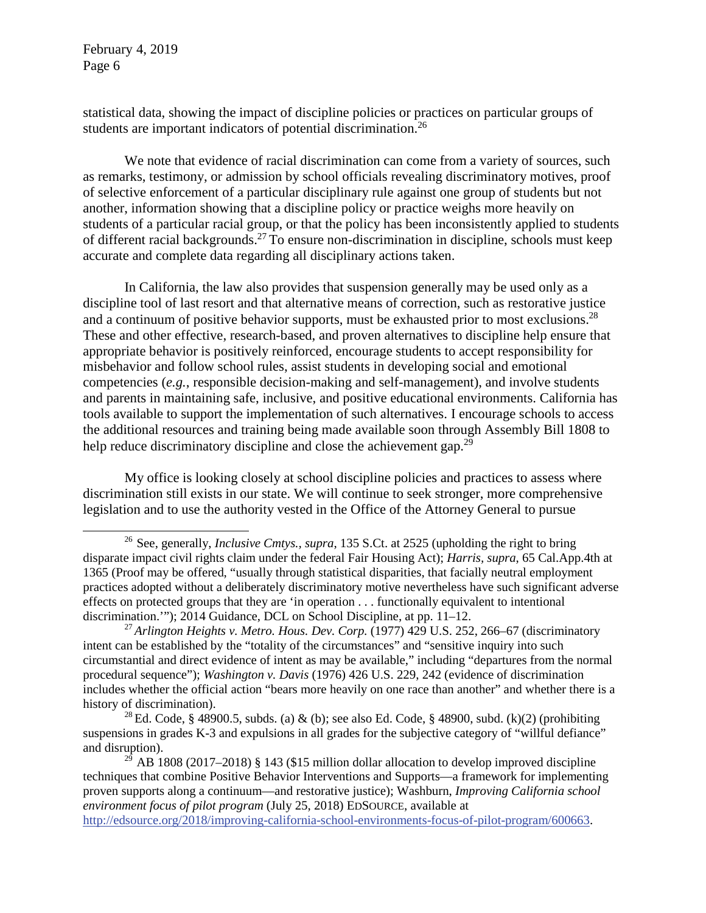statistical data, showing the impact of discipline policies or practices on particular groups of students are important indicators of potential discrimination.[26]

We note that evidence of racial discrimination can come from a variety of sources, such as remarks, testimony, or admission by school officials revealing discriminatory motives, proof of selective enforcement of a particular disciplinary rule against one group of students but not another, information showing that a discipline policy or practice weighs more heavily on students of a particular racial group, or that the policy has been inconsistently applied to students of different racial backgrounds.[27] To ensure non-discrimination in discipline, schools must keep accurate and complete data regarding all disciplinary actions taken.

In California, the law also provides that suspension generally may be used only as a discipline tool of last resort and that alternative means of correction, such as restorative justice and a continuum of positive behavior supports, must be exhausted prior to most exclusions.[28] These and other effective, research-based, and proven alternatives to discipline help ensure that appropriate behavior is positively reinforced, encourage students to accept responsibility for misbehavior and follow school rules, assist students in developing social and emotional competencies (*e.g.*, responsible decision-making and self-management), and involve students and parents in maintaining safe, inclusive, and positive educational environments. California has tools available to support the implementation of such alternatives. I encourage schools to access the additional resources and training being made available soon through Assembly Bill 1808 to help reduce discriminatory discipline and close the achievement gap.[29]

My office is looking closely at school discipline policies and practices to assess where discrimination still exists in our state. We will continue to seek stronger, more comprehensive legislation and to use the authority vested in the Office of the Attorney General to pursue

---

[26] See, generally, *Inclusive Cmtys.*, *supra*, 135 S.Ct. at 2525 (upholding the right to bring disparate impact civil rights claim under the federal Fair Housing Act); *Harris*, *supra*, 65 Cal.App.4th at 1365 (Proof may be offered, "usually through statistical disparities, that facially neutral employment practices adopted without a deliberately discriminatory motive nevertheless have such significant adverse effects on protected groups that they are 'in operation . . . functionally equivalent to intentional discrimination.'"); 2014 Guidance, DCL on School Discipline, at pp. 11–12.

[27] *Arlington Heights v. Metro. Hous. Dev. Corp.* (1977) 429 U.S. 252, 266–67 (discriminatory intent can be established by the "totality of the circumstances" and "sensitive inquiry into such circumstantial and direct evidence of intent as may be available," including "departures from the normal procedural sequence"); *Washington v. Davis* (1976) 426 U.S. 229, 242 (evidence of discrimination includes whether the official action "bears more heavily on one race than another" and whether there is a history of discrimination).

[28] Ed. Code, § 48900.5, subds. (a) & (b); see also Ed. Code, § 48900, subd. (k)(2) (prohibiting suspensions in grades K-3 and expulsions in all grades for the subjective category of "willful defiance" and disruption).

[29] AB 1808 (2017–2018) § 143 ($15 million dollar allocation to develop improved discipline techniques that combine Positive Behavior Interventions and Supports—a framework for implementing proven supports along a continuum—and restorative justice); Washburn, *Improving California school environment focus of pilot program* (July 25, 2018) EdSource, available at http://edsource.org/2018/improving-california-school-environments-focus-of-pilot-program/600663.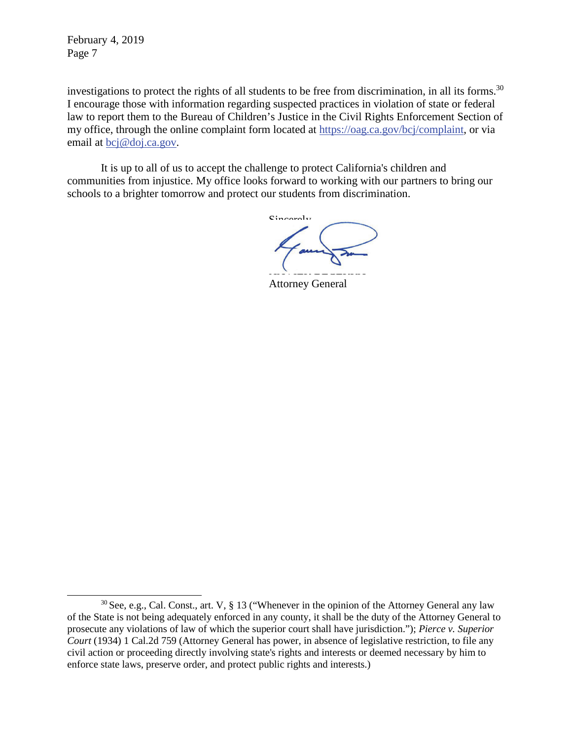investigations to protect the rights of all students to be free from discrimination, in all its forms.[30] I encourage those with information regarding suspected practices in violation of state or federal law to report them to the Bureau of Children's Justice in the Civil Rights Enforcement Section of my office, through the online complaint form located at https://oag.ca.gov/bcj/complaint, or via email at bcj@doj.ca.gov.

It is up to all of us to accept the challenge to protect California's children and communities from injustice. My office looks forward to working with our partners to bring our schools to a brighter tomorrow and protect our students from discrimination.

Sincerely,

XAVIER BECERRA
Attorney General

---

[30] See, e.g., Cal. Const., art. V, § 13 ("Whenever in the opinion of the Attorney General any law of the State is not being adequately enforced in any county, it shall be the duty of the Attorney General to prosecute any violations of law of which the superior court shall have jurisdiction."); *Pierce v. Superior Court* (1934) 1 Cal.2d 759 (Attorney General has power, in absence of legislative restriction, to file any civil action or proceeding directly involving state's rights and interests or deemed necessary by him to enforce state laws, preserve order, and protect public rights and interests.)